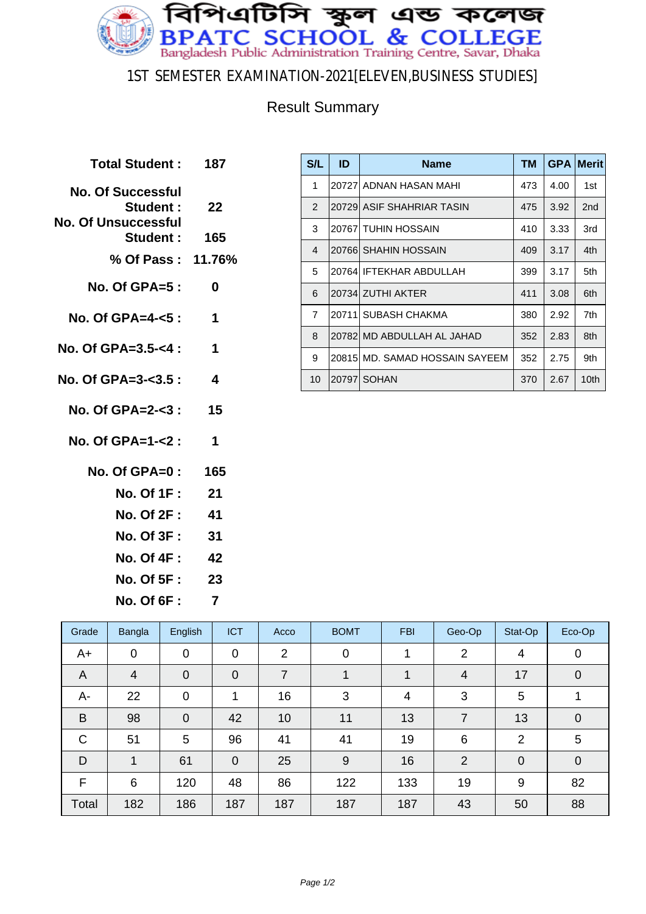# বিপিএটিসি স্কুল এন্ড কলেজ

# BPATC SCHOOL & COLLEGE

Bangladesh Public Administration Training Centre, Savar, Dhaka

## 1ST SEMESTER EXAMINATION-2021[ELEVEN,BUSINESS STUDIES]

### Result Summary

**Total Student :** 187

**No. Of Successful Student :** 22

**No. Of Unsuccessful Student :** 165

**% Of Pass :** 11.76%

**No. Of GPA=5 :** 0

**No. Of GPA=4-<5 :** 1

**No. Of GPA=3.5-<4 :** 1

**No. Of GPA=3-<3.5 :** 4

**No. Of GPA=2-<3 :** 15

**No. Of GPA=1-<2 :** 1

**No. Of GPA=0 :** 165

**No. Of 1F :** 21

**No. Of 2F :** 41

**No. Of 3F :** 31

**No. Of 4F :** 42

**No. Of 5F :** 23

**No. Of 6F :** 7

| S/L | ID | Name | TM | GPA | Merit |
|---|---|---|---|---|---|
| 1 | 20727 | ADNAN HASAN MAHI | 473 | 4.00 | 1st |
| 2 | 20729 | ASIF SHAHRIAR TASIN | 475 | 3.92 | 2nd |
| 3 | 20767 | TUHIN HOSSAIN | 410 | 3.33 | 3rd |
| 4 | 20766 | SHAHIN HOSSAIN | 409 | 3.17 | 4th |
| 5 | 20764 | IFTEKHAR ABDULLAH | 399 | 3.17 | 5th |
| 6 | 20734 | ZUTHI AKTER | 411 | 3.08 | 6th |
| 7 | 20711 | SUBASH CHAKMA | 380 | 2.92 | 7th |
| 8 | 20782 | MD ABDULLAH AL JAHAD | 352 | 2.83 | 8th |
| 9 | 20815 | MD. SAMAD HOSSAIN SAYEEM | 352 | 2.75 | 9th |
| 10 | 20797 | SOHAN | 370 | 2.67 | 10th |

| Grade | Bangla | English | ICT | Acco | BOMT | FBI | Geo-Op | Stat-Op | Eco-Op |
|---|---|---|---|---|---|---|---|---|---|
| A+ | 0 | 0 | 0 | 2 | 0 | 1 | 2 | 4 | 0 |
| A | 4 | 0 | 0 | 7 | 1 | 1 | 4 | 17 | 0 |
| A- | 22 | 0 | 1 | 16 | 3 | 4 | 3 | 5 | 1 |
| B | 98 | 0 | 42 | 10 | 11 | 13 | 7 | 13 | 0 |
| C | 51 | 5 | 96 | 41 | 41 | 19 | 6 | 2 | 5 |
| D | 1 | 61 | 0 | 25 | 9 | 16 | 2 | 0 | 0 |
| F | 6 | 120 | 48 | 86 | 122 | 133 | 19 | 9 | 82 |
| Total | 182 | 186 | 187 | 187 | 187 | 187 | 43 | 50 | 88 |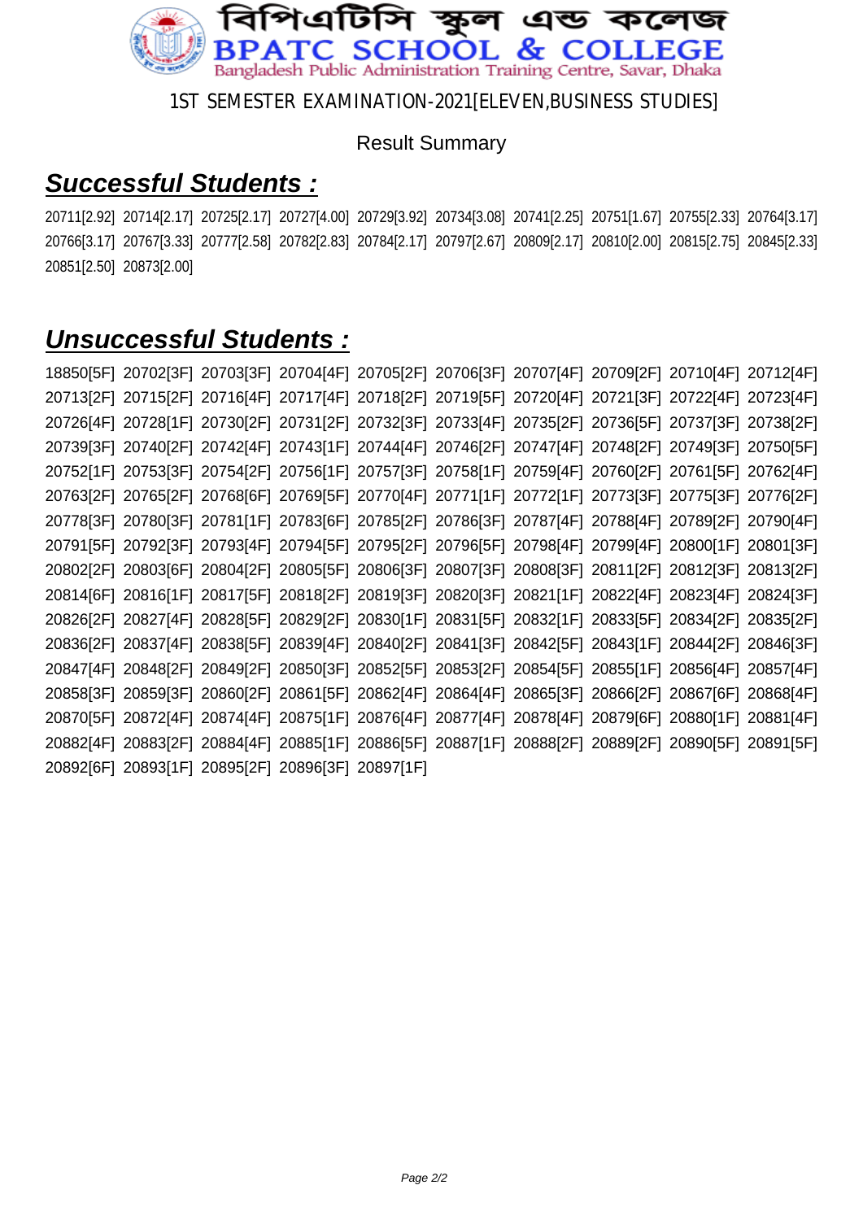# বিপিএটিসি স্কুল এন্ড কলেজ
# BPATC SCHOOL & COLLEGE
Bangladesh Public Administration Training Centre, Savar, Dhaka

1ST SEMESTER EXAMINATION-2021[ELEVEN,BUSINESS STUDIES]

Result Summary

## ***Successful Students :***

20711[2.92] 20714[2.17] 20725[2.17] 20727[4.00] 20729[3.92] 20734[3.08] 20741[2.25] 20751[1.67] 20755[2.33] 20764[3.17] 20766[3.17] 20767[3.33] 20777[2.58] 20782[2.83] 20784[2.17] 20797[2.67] 20809[2.17] 20810[2.00] 20815[2.75] 20845[2.33] 20851[2.50] 20873[2.00]

## ***Unsuccessful Students :***

18850[5F] 20702[3F] 20703[3F] 20704[4F] 20705[2F] 20706[3F] 20707[4F] 20709[2F] 20710[4F] 20712[4F] 20713[2F] 20715[2F] 20716[4F] 20717[4F] 20718[2F] 20719[5F] 20720[4F] 20721[3F] 20722[4F] 20723[4F] 20726[4F] 20728[1F] 20730[2F] 20731[2F] 20732[3F] 20733[4F] 20735[2F] 20736[5F] 20737[3F] 20738[2F] 20739[3F] 20740[2F] 20742[4F] 20743[1F] 20744[4F] 20746[2F] 20747[4F] 20748[2F] 20749[3F] 20750[5F] 20752[1F] 20753[3F] 20754[2F] 20756[1F] 20757[3F] 20758[1F] 20759[4F] 20760[2F] 20761[5F] 20762[4F] 20763[2F] 20765[2F] 20768[6F] 20769[5F] 20770[4F] 20771[1F] 20772[1F] 20773[3F] 20775[3F] 20776[2F] 20778[3F] 20780[3F] 20781[1F] 20783[6F] 20785[2F] 20786[3F] 20787[4F] 20788[4F] 20789[2F] 20790[4F] 20791[5F] 20792[3F] 20793[4F] 20794[5F] 20795[2F] 20796[5F] 20798[4F] 20799[4F] 20800[1F] 20801[3F] 20802[2F] 20803[6F] 20804[2F] 20805[5F] 20806[3F] 20807[3F] 20808[3F] 20811[2F] 20812[3F] 20813[2F] 20814[6F] 20816[1F] 20817[5F] 20818[2F] 20819[3F] 20820[3F] 20821[1F] 20822[4F] 20823[4F] 20824[3F] 20826[2F] 20827[4F] 20828[5F] 20829[2F] 20830[1F] 20831[5F] 20832[1F] 20833[5F] 20834[2F] 20835[2F] 20836[2F] 20837[4F] 20838[5F] 20839[4F] 20840[2F] 20841[3F] 20842[5F] 20843[1F] 20844[2F] 20846[3F] 20847[4F] 20848[2F] 20849[2F] 20850[3F] 20852[5F] 20853[2F] 20854[5F] 20855[1F] 20856[4F] 20857[4F] 20858[3F] 20859[3F] 20860[2F] 20861[5F] 20862[4F] 20864[4F] 20865[3F] 20866[2F] 20867[6F] 20868[4F] 20870[5F] 20872[4F] 20874[4F] 20875[1F] 20876[4F] 20877[4F] 20878[4F] 20879[6F] 20880[1F] 20881[4F] 20882[4F] 20883[2F] 20884[4F] 20885[1F] 20886[5F] 20887[1F] 20888[2F] 20889[2F] 20890[5F] 20891[5F] 20892[6F] 20893[1F] 20895[2F] 20896[3F] 20897[1F]